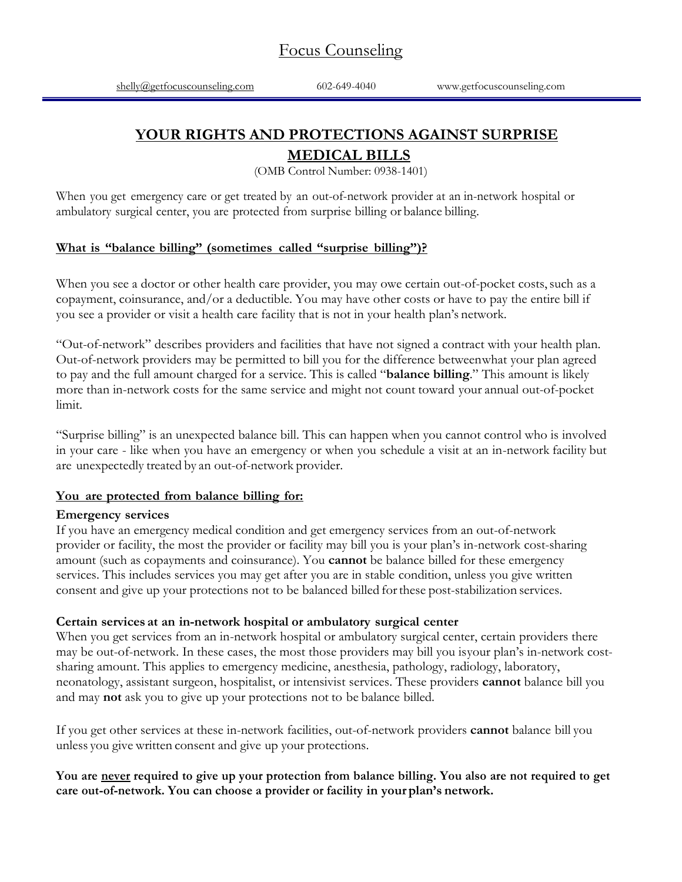# Focus Counseling

shelly@getfocuscounseling.com 602-649-4040 www.getfocuscounseling.com

## YOUR RIGHTS AND PROTECTIONS AGAINST SURPRISE MEDICAL BILLS

(OMB Control Number: 0938-1401)

When you get emergency care or get treated by an out-of-network provider at an in-network hospital or ambulatory surgical center, you are protected from surprise billing or balance billing.

### What is "balance billing" (sometimes called "surprise billing")?

When you see a doctor or other health care provider, you may owe certain out-of-pocket costs, such as a copayment, coinsurance, and/or a deductible. You may have other costs or have to pay the entire bill if you see a provider or visit a health care facility that is not in your health plan's network.

"Out-of-network" describes providers and facilities that have not signed a contract with your health plan. Out-of-network providers may be permitted to bill you for the difference between what your plan agreed to pay and the full amount charged for a service. This is called "**balance billing**." This amount is likely more than in-network costs for the same service and might not count toward your annual out-of-pocket limit.

"Surprise billing" is an unexpected balance bill. This can happen when you cannot control who is involved in your care - like when you have an emergency or when you schedule a visit at an in-network facility but are unexpectedly treated by an out-of-network provider.

### You are protected from balance billing for:

**Emergency services**

If you have an emergency medical condition and get emergency services from an out-of-network provider or facility, the most the provider or facility may bill you is your plan's in-network cost-sharing amount (such as copayments and coinsurance). You **cannot** be balance billed for these emergency services. This includes services you may get after you are in stable condition, unless you give written consent and give up your protections not to be balanced billed for these post-stabilization services.

**Certain services at an in-network hospital or ambulatory surgical center**

When you get services from an in-network hospital or ambulatory surgical center, certain providers there may be out-of-network. In these cases, the most those providers may bill you is your plan's in-network cost-sharing amount. This applies to emergency medicine, anesthesia, pathology, radiology, laboratory, neonatology, assistant surgeon, hospitalist, or intensivist services. These providers **cannot** balance bill you and may **not** ask you to give up your protections not to be balance billed.

If you get other services at these in-network facilities, out-of-network providers **cannot** balance bill you unless you give written consent and give up your protections.

**You are <u>never</u> required to give up your protection from balance billing. You also are not required to get care out-of-network. You can choose a provider or facility in your plan's network.**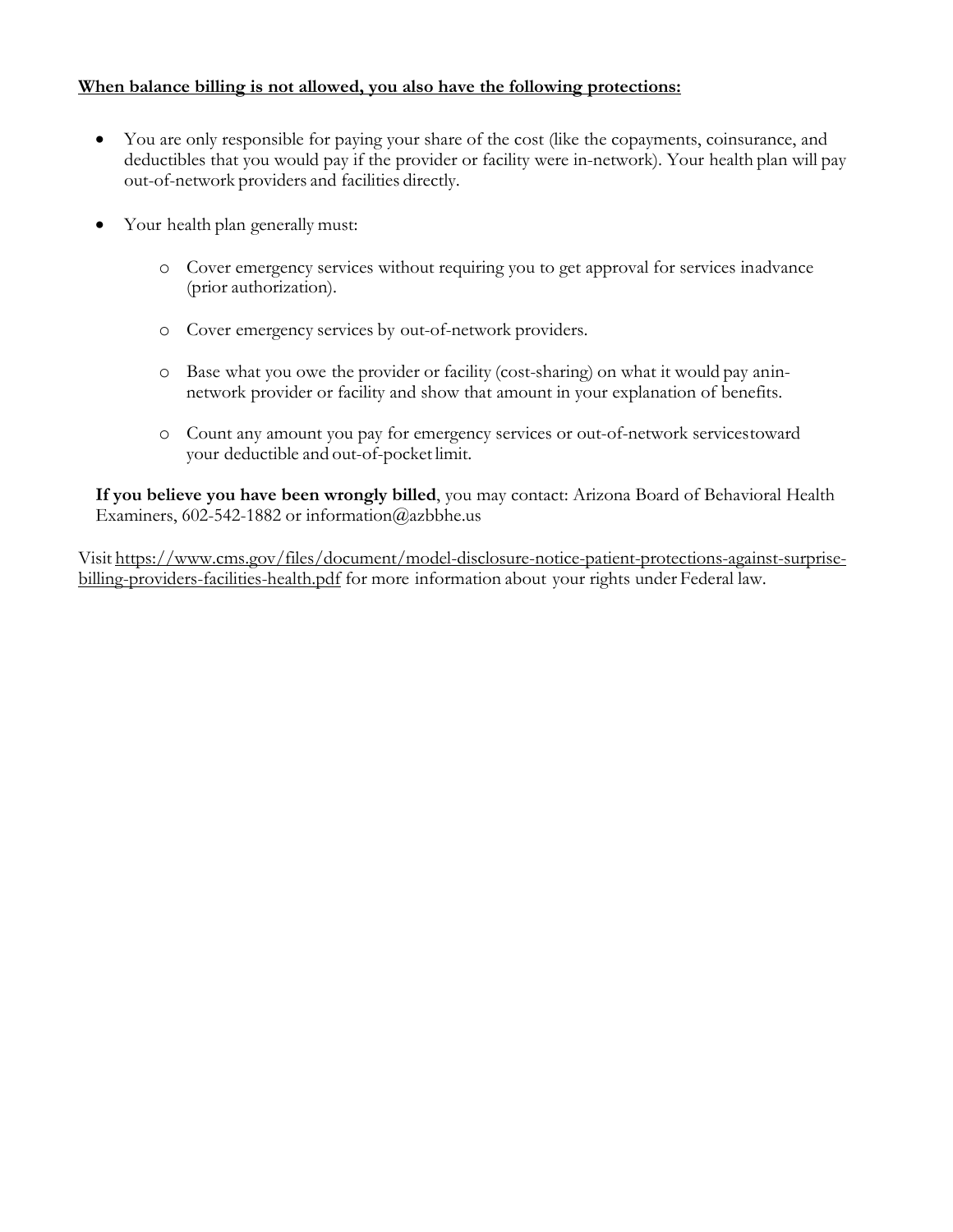**<u>When balance billing is not allowed, you also have the following protections:</u>**

- You are only responsible for paying your share of the cost (like the copayments, coinsurance, and deductibles that you would pay if the provider or facility were in-network). Your health plan will pay out-of-network providers and facilities directly.

- Your health plan generally must:

  - Cover emergency services without requiring you to get approval for services inadvance (prior authorization).

  - Cover emergency services by out-of-network providers.

  - Base what you owe the provider or facility (cost-sharing) on what it would pay anin-network provider or facility and show that amount in your explanation of benefits.

  - Count any amount you pay for emergency services or out-of-network servicestoward your deductible and out-of-pocket limit.

**If you believe you have been wrongly billed**, you may contact: Arizona Board of Behavioral Health Examiners, 602-542-1882 or information@azbbhe.us

Visit <u>https://www.cms.gov/files/document/model-disclosure-notice-patient-protections-against-surprise-billing-providers-facilities-health.pdf</u> for more information about your rights under Federal law.